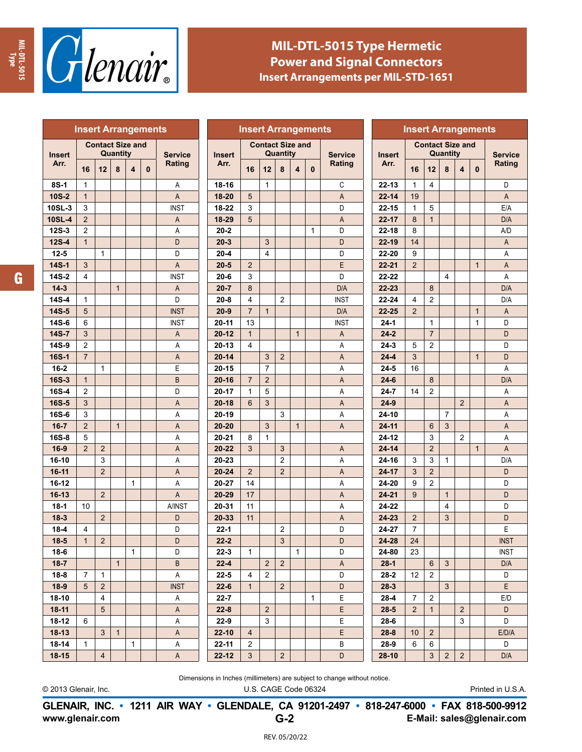# MIL-DTL-5015 Type Hermetic Power and Signal Connectors

## Insert Arrangements per MIL-STD-1651

### Insert Arrangements

| Insert Arr. | Contact Size and Quantity | | | | | Service Rating |
|---|---|---|---|---|---|---|
| | 16 | 12 | 8 | 4 | 0 | |
| 8S-1 | 1 | | | | | A |
| 10S-2 | 1 | | | | | A |
| 10SL-3 | 3 | | | | | INST |
| 10SL-4 | 2 | | | | | A |
| 12S-3 | 2 | | | | | A |
| 12S-4 | 1 | | | | | D |
| 12-5 | | 1 | | | | D |
| 14S-1 | 3 | | | | | A |
| 14S-2 | 4 | | | | | INST |
| 14-3 | | | 1 | | | A |
| 14S-4 | 1 | | | | | D |
| 14S-5 | 5 | | | | | INST |
| 14S-6 | 6 | | | | | INST |
| 14S-7 | 3 | | | | | A |
| 14S-9 | 2 | | | | | A |
| 16S-1 | 7 | | | | | A |
| 16-2 | | 1 | | | | E |
| 16S-3 | 1 | | | | | B |
| 16S-4 | 2 | | | | | D |
| 16S-5 | 3 | | | | | A |
| 16S-6 | 3 | | | | | A |
| 16-7 | 2 | | 1 | | | A |
| 16S-8 | 5 | | | | | A |
| 16-9 | 2 | 2 | | | | A |
| 16-10 | | 3 | | | | A |
| 16-11 | | 2 | | | | A |
| 16-12 | | | | 1 | | A |
| 16-13 | | 2 | | | | A |
| 18-1 | 10 | | | | | A/INST |
| 18-3 | | 2 | | | | D |
| 18-4 | 4 | | | | | D |
| 18-5 | 1 | 2 | | | | D |
| 18-6 | | | | 1 | | D |
| 18-7 | | | 1 | | | B |
| 18-8 | 7 | 1 | | | | A |
| 18-9 | 5 | 2 | | | | INST |
| 18-10 | | 4 | | | | A |
| 18-11 | | 5 | | | | A |
| 18-12 | 6 | | | | | A |
| 18-13 | | 3 | 1 | | | A |
| 18-14 | 1 | | | 1 | | A |
| 18-15 | | 4 | | | | A |
| 18-16 | | 1 | | | | C |
| 18-20 | 5 | | | | | A |
| 18-22 | 3 | | | | | D |
| 18-29 | 5 | | | | | A |
| 20-2 | | | | | 1 | D |
| 20-3 | | 3 | | | | D |
| 20-4 | | 4 | | | | D |
| 20-5 | 2 | | | | | E |
| 20-6 | 3 | | | | | D |
| 20-7 | 8 | | | | | D/A |
| 20-8 | 4 | | 2 | | | INST |
| 20-9 | 7 | 1 | | | | D/A |
| 20-11 | 13 | | | | | INST |
| 20-12 | 1 | | | 1 | | A |
| 20-13 | 4 | | | | | A |
| 20-14 | | 3 | 2 | | | A |
| 20-15 | | 7 | | | | A |
| 20-16 | 7 | 2 | | | | A |
| 20-17 | 1 | 5 | | | | A |
| 20-18 | 6 | 3 | | | | A |
| 20-19 | | | 3 | | | A |
| 20-20 | | 3 | | 1 | | A |
| 20-21 | 8 | 1 | | | | |
| 20-22 | 3 | | 3 | | | A |
| 20-23 | | | 2 | | | A |
| 20-24 | 2 | | 2 | | | A |
| 20-27 | 14 | | | | | A |
| 20-29 | 17 | | | | | A |
| 20-31 | 11 | | | | | A |
| 20-33 | 11 | | | | | A |
| 22-1 | | | 2 | | | D |
| 22-2 | | | 3 | | | D |
| 22-3 | 1 | | | 1 | | D |
| 22-4 | | 2 | 2 | | | A |
| 22-5 | 4 | 2 | | | | D |
| 22-6 | 1 | | 2 | | | D |
| 22-7 | | | | | 1 | E |
| 22-8 | | 2 | | | | E |
| 22-9 | | 3 | | | | E |
| 22-10 | 4 | | | | | E |
| 22-11 | 2 | | | | | B |
| 22-12 | 3 | | 2 | | | D |
| 22-13 | 1 | 4 | | | | D |
| 22-14 | 19 | | | | | A |
| 22-15 | 1 | 5 | | | | E/A |
| 22-17 | 8 | 1 | | | | D/A |
| 22-18 | 8 | | | | | A/D |
| 22-19 | 14 | | | | | A |
| 22-20 | 9 | | | | | A |
| 22-21 | 2 | | | | 1 | A |
| 22-22 | | | 4 | | | A |
| 22-23 | | 8 | | | | D/A |
| 22-24 | 4 | 2 | | | | D/A |
| 22-25 | 2 | | | | 1 | A |
| 24-1 | | 1 | | | 1 | D |
| 24-2 | | 7 | | | | D |
| 24-3 | 5 | 2 | | | | D |
| 24-4 | 3 | | | | 1 | D |
| 24-5 | 16 | | | | | A |
| 24-6 | | 8 | | | | D/A |
| 24-7 | 14 | 2 | | | | A |
| 24-9 | | | | 2 | | A |
| 24-10 | | | 7 | | | A |
| 24-11 | | 6 | 3 | | | A |
| 24-12 | | 3 | | 2 | | A |
| 24-14 | | 2 | | | 1 | A |
| 24-16 | 3 | 3 | 1 | | | D/A |
| 24-17 | 3 | 2 | | | | D |
| 24-20 | 9 | 2 | | | | D |
| 24-21 | 9 | | 1 | | | D |
| 24-22 | | | 4 | | | D |
| 24-23 | 2 | | 3 | | | D |
| 24-27 | 7 | | | | | E |
| 24-28 | 24 | | | | | INST |
| 24-80 | 23 | | | | | INST |
| 28-1 | | 6 | 3 | | | D/A |
| 28-2 | 12 | 2 | | | | D |
| 28-3 | | | 3 | | | E |
| 28-4 | 7 | 2 | | | | E/D |
| 28-5 | 2 | 1 | | 2 | | D |
| 28-6 | | | | 3 | | D |
| 28-8 | 10 | 2 | | | | E/D/A |
| 28-9 | 6 | 6 | | | | D |
| 28-10 | | 3 | 2 | 2 | | D/A |

Dimensions in Inches (millimeters) are subject to change without notice.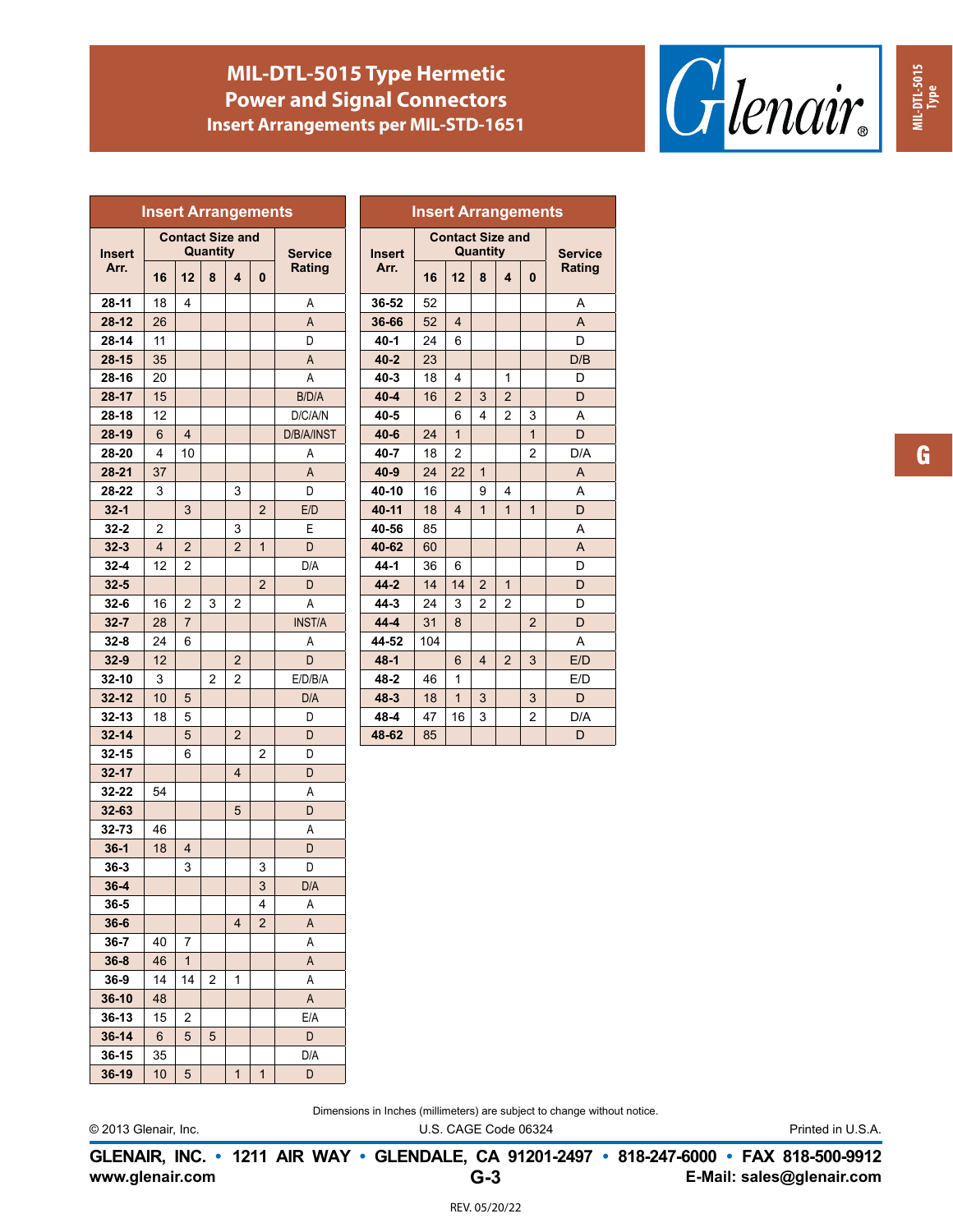# MIL-DTL-5015 Type Hermetic Power and Signal Connectors

## Insert Arrangements per MIL-STD-1651

| Insert Arr. | Contact Size and Quantity | | | | | Service Rating |
|---|---|---|---|---|---|---|
| | 16 | 12 | 8 | 4 | 0 | |
| 28-11 | 18 | 4 | | | | A |
| 28-12 | 26 | | | | | A |
| 28-14 | 11 | | | | | D |
| 28-15 | 35 | | | | | A |
| 28-16 | 20 | | | | | A |
| 28-17 | 15 | | | | | B/D/A |
| 28-18 | 12 | | | | | D/C/A/N |
| 28-19 | 6 | 4 | | | | D/B/A/INST |
| 28-20 | 4 | 10 | | | | A |
| 28-21 | 37 | | | | | A |
| 28-22 | 3 | | | 3 | | D |
| 32-1 | | 3 | | | 2 | E/D |
| 32-2 | 2 | | | 3 | | E |
| 32-3 | 4 | 2 | | 2 | 1 | D |
| 32-4 | 12 | 2 | | | | D/A |
| 32-5 | | | | | 2 | D |
| 32-6 | 16 | 2 | 3 | 2 | | A |
| 32-7 | 28 | 7 | | | | INST/A |
| 32-8 | 24 | 6 | | | | A |
| 32-9 | 12 | | | 2 | | D |
| 32-10 | 3 | | 2 | 2 | | E/D/B/A |
| 32-12 | 10 | 5 | | | | D/A |
| 32-13 | 18 | 5 | | | | D |
| 32-14 | | 5 | | 2 | | D |
| 32-15 | | 6 | | | 2 | D |
| 32-17 | | | | 4 | | D |
| 32-22 | 54 | | | | | A |
| 32-63 | | | | 5 | | D |
| 32-73 | 46 | | | | | A |
| 36-1 | 18 | 4 | | | | D |
| 36-3 | | 3 | | | 3 | D |
| 36-4 | | | | | 3 | D/A |
| 36-5 | | | | | 4 | A |
| 36-6 | | | | 4 | 2 | A |
| 36-7 | 40 | 7 | | | | A |
| 36-8 | 46 | 1 | | | | A |
| 36-9 | 14 | 14 | 2 | 1 | | A |
| 36-10 | 48 | | | | | A |
| 36-13 | 15 | 2 | | | | E/A |
| 36-14 | 6 | 5 | 5 | | | D |
| 36-15 | 35 | | | | | D/A |
| 36-19 | 10 | 5 | | 1 | 1 | D |
| 36-52 | 52 | | | | | A |
| 36-66 | 52 | 4 | | | | A |
| 40-1 | 24 | 6 | | | | D |
| 40-2 | 23 | | | | | D/B |
| 40-3 | 18 | 4 | | 1 | | D |
| 40-4 | 16 | 2 | 3 | 2 | | D |
| 40-5 | | 6 | 4 | 2 | 3 | A |
| 40-6 | 24 | 1 | | | 1 | D |
| 40-7 | 18 | 2 | | | 2 | D/A |
| 40-9 | 24 | 22 | 1 | | | A |
| 40-10 | 16 | | 9 | 4 | | A |
| 40-11 | 18 | 4 | 1 | 1 | 1 | D |
| 40-56 | 85 | | | | | A |
| 40-62 | 60 | | | | | A |
| 44-1 | 36 | 6 | | | | D |
| 44-2 | 14 | 14 | 2 | 1 | | D |
| 44-3 | 24 | 3 | 2 | 2 | | D |
| 44-4 | 31 | 8 | | | 2 | D |
| 44-52 | 104 | | | | | A |
| 48-1 | | 6 | 4 | 2 | 3 | E/D |
| 48-2 | 46 | 1 | | | | E/D |
| 48-3 | 18 | 1 | 3 | | 3 | D |
| 48-4 | 47 | 16 | 3 | | 2 | D/A |
| 48-62 | 85 | | | | | D |

Dimensions in Inches (millimeters) are subject to change without notice.

© 2013 Glenair, Inc. U.S. CAGE Code 06324 Printed in U.S.A.

GLENAIR, INC. • 1211 AIR WAY • GLENDALE, CA 91201-2497 • 818-247-6000 • FAX 818-500-9912

www.glenair.com E-Mail: sales@glenair.com

REV. 05/20/22